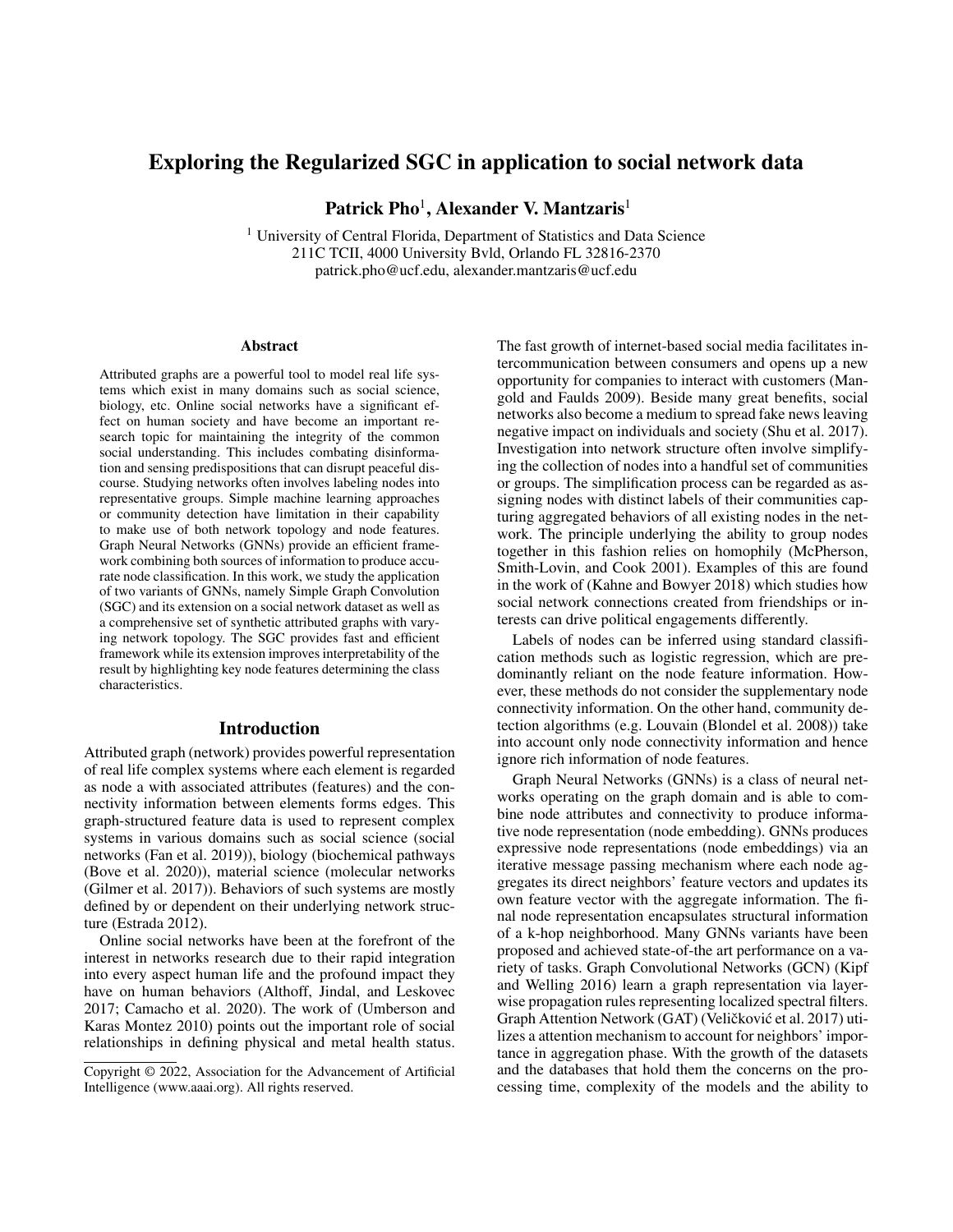# Exploring the Regularized SGC in application to social network data

**Patrick Pho**[1], **Alexander V. Mantzaris**[1]

[1] University of Central Florida, Department of Statistics and Data Science
211C TCII, 4000 University Bvld, Orlando FL 32816-2370
patrick.pho@ucf.edu, alexander.mantzaris@ucf.edu

## Abstract

Attributed graphs are a powerful tool to model real life systems which exist in many domains such as social science, biology, etc. Online social networks have a significant effect on human society and have become an important research topic for maintaining the integrity of the common social understanding. This includes combating disinformation and sensing predispositions that can disrupt peaceful discourse. Studying networks often involves labeling nodes into representative groups. Simple machine learning approaches or community detection have limitation in their capability to make use of both network topology and node features. Graph Neural Networks (GNNs) provide an efficient framework combining both sources of information to produce accurate node classification. In this work, we study the application of two variants of GNNs, namely Simple Graph Convolution (SGC) and its extension on a social network dataset as well as a comprehensive set of synthetic attributed graphs with varying network topology. The SGC provides fast and efficient framework while its extension improves interpretability of the result by highlighting key node features determining the class characteristics.

## Introduction

Attributed graph (network) provides powerful representation of real life complex systems where each element is regarded as node a with associated attributes (features) and the connectivity information between elements forms edges. This graph-structured feature data is used to represent complex systems in various domains such as social science (social networks (Fan et al. 2019)), biology (biochemical pathways (Bove et al. 2020)), material science (molecular networks (Gilmer et al. 2017)). Behaviors of such systems are mostly defined by or dependent on their underlying network structure (Estrada 2012).

Online social networks have been at the forefront of the interest in networks research due to their rapid integration into every aspect human life and the profound impact they have on human behaviors (Althoff, Jindal, and Leskovec 2017; Camacho et al. 2020). The work of (Umberson and Karas Montez 2010) points out the important role of social relationships in defining physical and metal health status. The fast growth of internet-based social media facilitates intercommunication between consumers and opens up a new opportunity for companies to interact with customers (Mangold and Faulds 2009). Beside many great benefits, social networks also become a medium to spread fake news leaving negative impact on individuals and society (Shu et al. 2017). Investigation into network structure often involve simplifying the collection of nodes into a handful set of communities or groups. The simplification process can be regarded as assigning nodes with distinct labels of their communities capturing aggregated behaviors of all existing nodes in the network. The principle underlying the ability to group nodes together in this fashion relies on homophily (McPherson, Smith-Lovin, and Cook 2001). Examples of this are found in the work of (Kahne and Bowyer 2018) which studies how social network connections created from friendships or interests can drive political engagements differently.

Labels of nodes can be inferred using standard classification methods such as logistic regression, which are predominantly reliant on the node feature information. However, these methods do not consider the supplementary node connectivity information. On the other hand, community detection algorithms (e.g. Louvain (Blondel et al. 2008)) take into account only node connectivity information and hence ignore rich information of node features.

Graph Neural Networks (GNNs) is a class of neural networks operating on the graph domain and is able to combine node attributes and connectivity to produce informative node representation (node embedding). GNNs produces expressive node representations (node embeddings) via an iterative message passing mechanism where each node aggregates its direct neighbors' feature vectors and updates its own feature vector with the aggregate information. The final node representation encapsulates structural information of a k-hop neighborhood. Many GNNs variants have been proposed and achieved state-of-the art performance on a variety of tasks. Graph Convolutional Networks (GCN) (Kipf and Welling 2016) learn a graph representation via layerwise propagation rules representing localized spectral filters. Graph Attention Network (GAT) (Veličković et al. 2017) utilizes a attention mechanism to account for neighbors' importance in aggregation phase. With the growth of the datasets and the databases that hold them the concerns on the processing time, complexity of the models and the ability to

Copyright © 2022, Association for the Advancement of Artificial Intelligence (www.aaai.org). All rights reserved.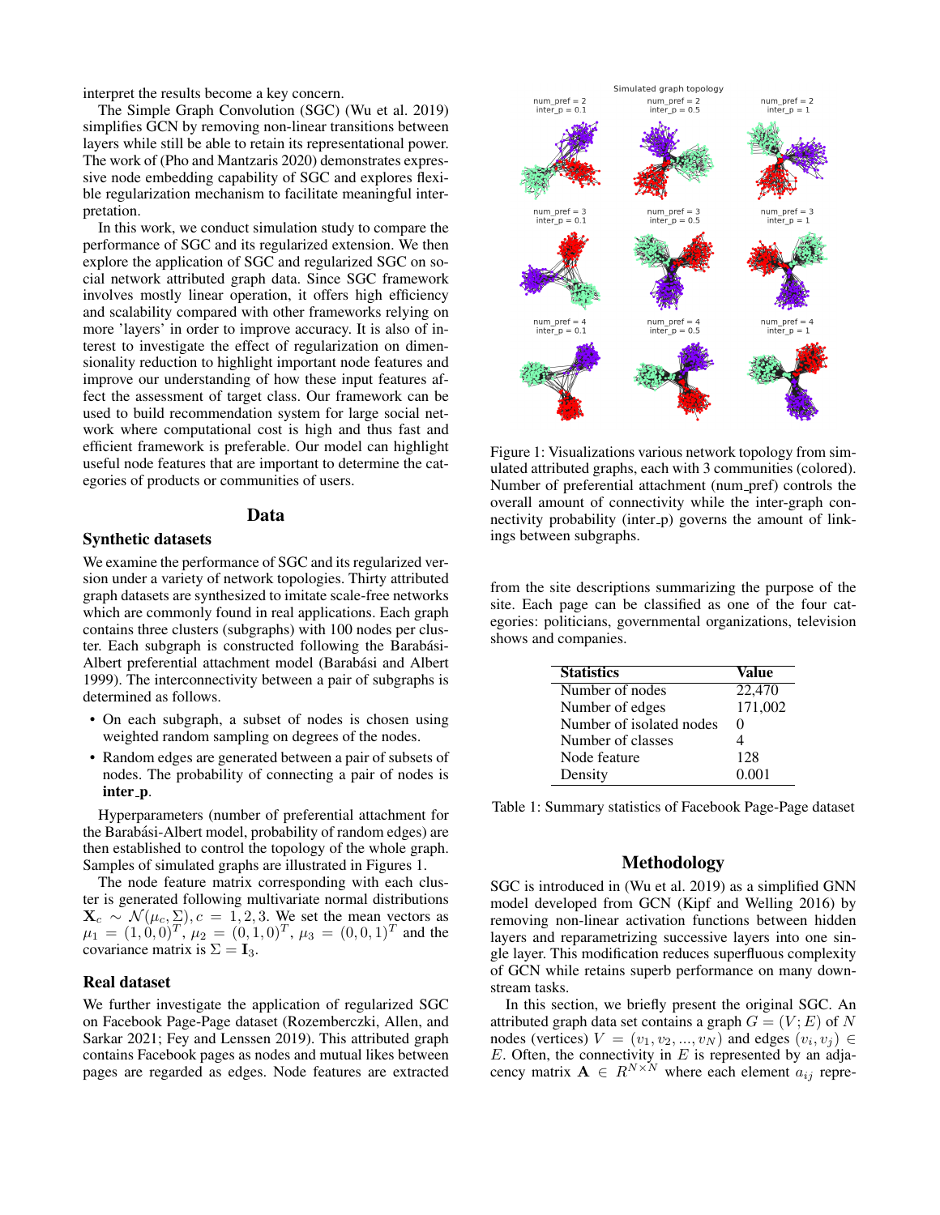interpret the results become a key concern.

The Simple Graph Convolution (SGC) (Wu et al. 2019) simplifies GCN by removing non-linear transitions between layers while still be able to retain its representational power. The work of (Pho and Mantzaris 2020) demonstrates expressive node embedding capability of SGC and explores flexible regularization mechanism to facilitate meaningful interpretation.

In this work, we conduct simulation study to compare the performance of SGC and its regularized extension. We then explore the application of SGC and regularized SGC on social network attributed graph data. Since SGC framework involves mostly linear operation, it offers high efficiency and scalability compared with other frameworks relying on more 'layers' in order to improve accuracy. It is also of interest to investigate the effect of regularization on dimensionality reduction to highlight important node features and improve our understanding of how these input features affect the assessment of target class. Our framework can be used to build recommendation system for large social network where computational cost is high and thus fast and efficient framework is preferable. Our model can highlight useful node features that are important to determine the categories of products or communities of users.

## Data

### Synthetic datasets

We examine the performance of SGC and its regularized version under a variety of network topologies. Thirty attributed graph datasets are synthesized to imitate scale-free networks which are commonly found in real applications. Each graph contains three clusters (subgraphs) with 100 nodes per cluster. Each subgraph is constructed following the Barabási-Albert preferential attachment model (Barabási and Albert 1999). The interconnectivity between a pair of subgraphs is determined as follows.

- On each subgraph, a subset of nodes is chosen using weighted random sampling on degrees of the nodes.
- Random edges are generated between a pair of subsets of nodes. The probability of connecting a pair of nodes is **inter_p**.

Hyperparameters (number of preferential attachment for the Barabási-Albert model, probability of random edges) are then established to control the topology of the whole graph. Samples of simulated graphs are illustrated in Figures 1.

The node feature matrix corresponding with each cluster is generated following multivariate normal distributions $\mathbf{X}_c \sim \mathcal{N}(\mu_c, \Sigma), c = 1, 2, 3$. We set the mean vectors as $\mu_1 = (1, 0, 0)^T$, $\mu_2 = (0, 1, 0)^T$, $\mu_3 = (0, 0, 1)^T$ and the covariance matrix is $\Sigma = \mathbf{I}_3$.

### Real dataset

We further investigate the application of regularized SGC on Facebook Page-Page dataset (Rozemberczki, Allen, and Sarkar 2021; Fey and Lenssen 2019). This attributed graph contains Facebook pages as nodes and mutual likes between pages are regarded as edges. Node features are extracted from the site descriptions summarizing the purpose of the site. Each page can be classified as one of the four categories: politicians, governmental organizations, television shows and companies.

Figure 1: Visualizations various network topology from simulated attributed graphs, each with 3 communities (colored). Number of preferential attachment (num_pref) controls the overall amount of connectivity while the inter-graph connectivity probability (inter_p) governs the amount of linkings between subgraphs.

| Statistics | Value |
|---|---|
| Number of nodes | 22,470 |
| Number of edges | 171,002 |
| Number of isolated nodes | 0 |
| Number of classes | 4 |
| Node feature | 128 |
| Density | 0.001 |

Table 1: Summary statistics of Facebook Page-Page dataset

## Methodology

SGC is introduced in (Wu et al. 2019) as a simplified GNN model developed from GCN (Kipf and Welling 2016) by removing non-linear activation functions between hidden layers and reparametrizing successive layers into one single layer. This modification reduces superfluous complexity of GCN while retains superb performance on many downstream tasks.

In this section, we briefly present the original SGC. An attributed graph data set contains a graph $G = (V; E)$ of $N$ nodes (vertices) $V = (v_1, v_2, ..., v_N)$ and edges $(v_i, v_j) \in E$. Often, the connectivity in $E$ is represented by an adjacency matrix $\mathbf{A} \in R^{N \times N}$ where each element $a_{ij}$ repre-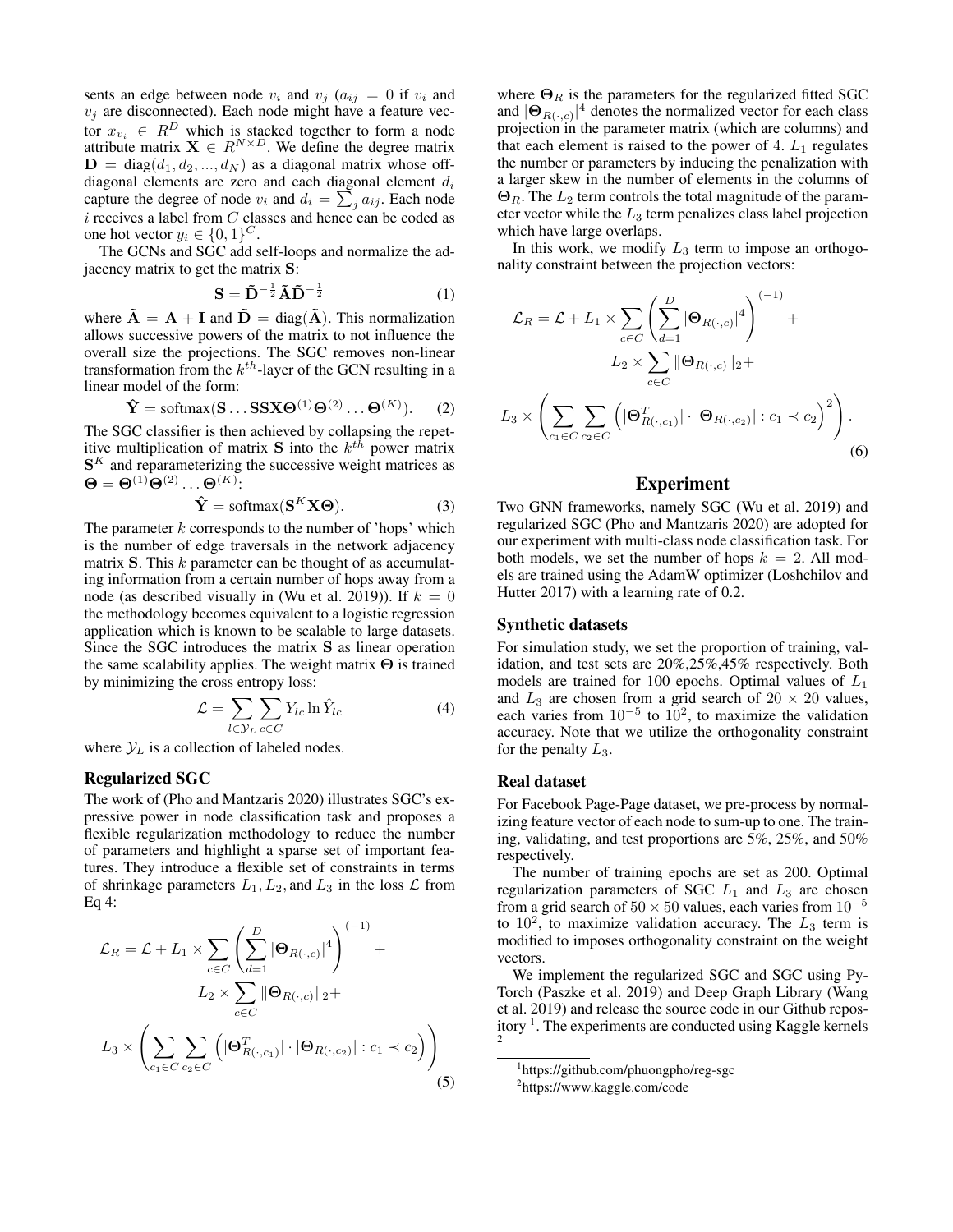sents an edge between node $v_i$ and $v_j$ ($a_{ij} = 0$ if $v_i$ and $v_j$ are disconnected). Each node might have a feature vector $x_{v_i} \in R^D$ which is stacked together to form a node attribute matrix $\mathbf{X} \in R^{N \times D}$. We define the degree matrix $\mathbf{D} = \text{diag}(d_1, d_2, ..., d_N)$ as a diagonal matrix whose off-diagonal elements are zero and each diagonal element $d_i$ capture the degree of node $v_i$ and $d_i = \sum_j a_{ij}$. Each node $i$ receives a label from $C$ classes and hence can be coded as one hot vector $y_i \in \{0, 1\}^C$.

The GCNs and SGC add self-loops and normalize the adjacency matrix to get the matrix $\mathbf{S}$:

$$\mathbf{S} = \tilde{\mathbf{D}}^{-\frac{1}{2}} \tilde{\mathbf{A}} \tilde{\mathbf{D}}^{-\frac{1}{2}} \tag{1}$$

where $\tilde{\mathbf{A}} = \mathbf{A} + \mathbf{I}$ and $\tilde{\mathbf{D}} = \text{diag}(\tilde{\mathbf{A}})$. This normalization allows successive powers of the matrix to not influence the overall size the projections. The SGC removes non-linear transformation from the $k^{th}$-layer of the GCN resulting in a linear model of the form:

$$\hat{\mathbf{Y}} = \text{softmax}(\mathbf{S} \ldots \mathbf{S}\mathbf{S}\mathbf{X}\boldsymbol{\Theta}^{(1)}\boldsymbol{\Theta}^{(2)} \ldots \boldsymbol{\Theta}^{(K)}). \tag{2}$$

The SGC classifier is then achieved by collapsing the repetitive multiplication of matrix $\mathbf{S}$ into the $k^{th}$ power matrix $\mathbf{S}^K$ and reparameterizing the successive weight matrices as $\boldsymbol{\Theta} = \boldsymbol{\Theta}^{(1)}\boldsymbol{\Theta}^{(2)} \ldots \boldsymbol{\Theta}^{(K)}$:

$$\hat{\mathbf{Y}} = \text{softmax}(\mathbf{S}^K \mathbf{X} \boldsymbol{\Theta}). \tag{3}$$

The parameter $k$ corresponds to the number of 'hops' which is the number of edge traversals in the network adjacency matrix $\mathbf{S}$. This $k$ parameter can be thought of as accumulating information from a certain number of hops away from a node (as described visually in (Wu et al. 2019)). If $k = 0$ the methodology becomes equivalent to a logistic regression application which is known to be scalable to large datasets. Since the SGC introduces the matrix $\mathbf{S}$ as linear operation the same scalability applies. The weight matrix $\boldsymbol{\Theta}$ is trained by minimizing the cross entropy loss:

$$\mathcal{L} = \sum_{l \in \mathcal{Y}_L} \sum_{c \in C} Y_{lc} \ln \hat{Y}_{lc} \tag{4}$$

where $\mathcal{Y}_L$ is a collection of labeled nodes.

### Regularized SGC

The work of (Pho and Mantzaris 2020) illustrates SGC's expressive power in node classification task and proposes a flexible regularization methodology to reduce the number of parameters and highlight a sparse set of important features. They introduce a flexible set of constraints in terms of shrinkage parameters $L_1, L_2,$ and $L_3$ in the loss $\mathcal{L}$ from Eq 4:

$$\mathcal{L}_R = \mathcal{L} + L_1 \times \sum_{c \in C} \left( \sum_{d=1}^{D} |\boldsymbol{\Theta}_{R(\cdot,c)}|^4 \right)^{(-1)} + L_2 \times \sum_{c \in C} \|\boldsymbol{\Theta}_{R(\cdot,c)}\|_2 + L_3 \times \left( \sum_{c_1 \in C} \sum_{c_2 \in C} \left( |\boldsymbol{\Theta}^T_{R(\cdot,c_1)}| \cdot |\boldsymbol{\Theta}_{R(\cdot,c_2)}| : c_1 \prec c_2 \right) \right) \tag{5}$$

where $\boldsymbol{\Theta}_R$ is the parameters for the regularized fitted SGC and $|\boldsymbol{\Theta}_{R(\cdot,c)}|^4$ denotes the normalized vector for each class projection in the parameter matrix (which are columns) and that each element is raised to the power of 4. $L_1$ regulates the number or parameters by inducing the penalization with a larger skew in the number of elements in the columns of $\boldsymbol{\Theta}_R$. The $L_2$ term controls the total magnitude of the parameter vector while the $L_3$ term penalizes class label projection which have large overlaps.

In this work, we modify $L_3$ term to impose an orthogonality constraint between the projection vectors:

$$\mathcal{L}_R = \mathcal{L} + L_1 \times \sum_{c \in C} \left( \sum_{d=1}^{D} |\boldsymbol{\Theta}_{R(\cdot,c)}|^4 \right)^{(-1)} + L_2 \times \sum_{c \in C} \|\boldsymbol{\Theta}_{R(\cdot,c)}\|_2 + L_3 \times \left( \sum_{c_1 \in C} \sum_{c_2 \in C} \left( |\boldsymbol{\Theta}^T_{R(\cdot,c_1)}| \cdot |\boldsymbol{\Theta}_{R(\cdot,c_2)}| : c_1 \prec c_2 \right)^2 \right). \tag{6}$$

## Experiment

Two GNN frameworks, namely SGC (Wu et al. 2019) and regularized SGC (Pho and Mantzaris 2020) are adopted for our experiment with multi-class node classification task. For both models, we set the number of hops $k = 2$. All models are trained using the AdamW optimizer (Loshchilov and Hutter 2017) with a learning rate of 0.2.

### Synthetic datasets

For simulation study, we set the proportion of training, validation, and test sets are 20%,25%,45% respectively. Both models are trained for 100 epochs. Optimal values of $L_1$ and $L_3$ are chosen from a grid search of $20 \times 20$ values, each varies from $10^{-5}$ to $10^2$, to maximize the validation accuracy. Note that we utilize the orthogonality constraint for the penalty $L_3$.

### Real dataset

For Facebook Page-Page dataset, we pre-process by normalizing feature vector of each node to sum-up to one. The training, validating, and test proportions are 5%, 25%, and 50% respectively.

The number of training epochs are set as 200. Optimal regularization parameters of SGC $L_1$ and $L_3$ are chosen from a grid search of $50 \times 50$ values, each varies from $10^{-5}$ to $10^2$, to maximize validation accuracy. The $L_3$ term is modified to imposes orthogonality constraint on the weight vectors.

We implement the regularized SGC and SGC using PyTorch (Paszke et al. 2019) and Deep Graph Library (Wang et al. 2019) and release the source code in our Github repository [1]. The experiments are conducted using Kaggle kernels [2]

[1] https://github.com/phuongpho/reg-sgc

[2] https://www.kaggle.com/code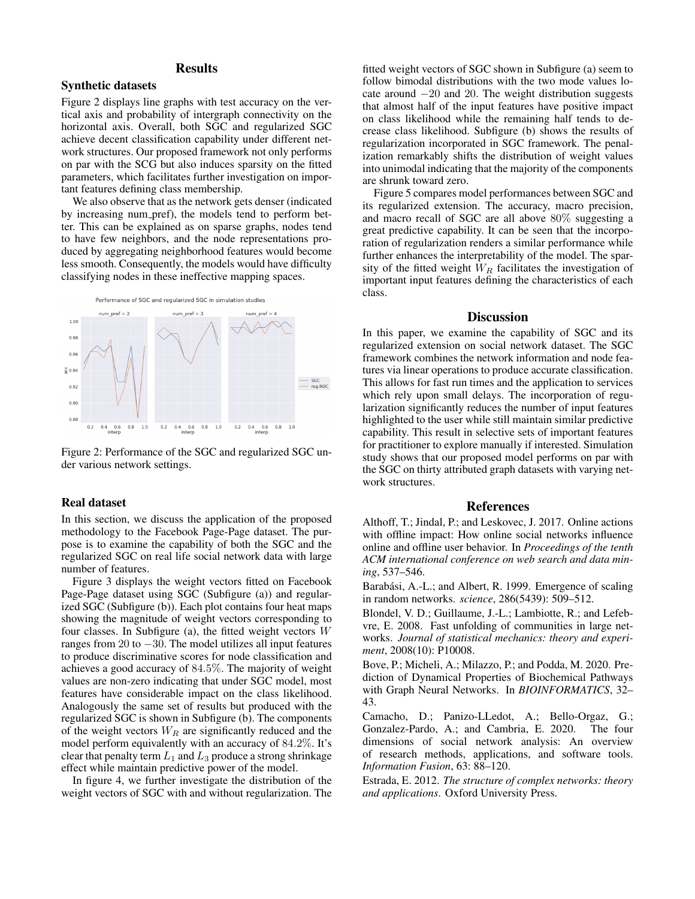## Results

### Synthetic datasets

Figure 2 displays line graphs with test accuracy on the vertical axis and probability of intergraph connectivity on the horizontal axis. Overall, both SGC and regularized SGC achieve decent classification capability under different network structures. Our proposed framework not only performs on par with the SCG but also induces sparsity on the fitted parameters, which facilitates further investigation on important features defining class membership.

We also observe that as the network gets denser (indicated by increasing num_pref), the models tend to perform better. This can be explained as on sparse graphs, nodes tend to have few neighbors, and the node representations produced by aggregating neighborhood features would become less smooth. Consequently, the models would have difficulty classifying nodes in these ineffective mapping spaces.

Figure 2: Performance of the SGC and regularized SGC under various network settings.

### Real dataset

In this section, we discuss the application of the proposed methodology to the Facebook Page-Page dataset. The purpose is to examine the capability of both the SGC and the regularized SGC on real life social network data with large number of features.

Figure 3 displays the weight vectors fitted on Facebook Page-Page dataset using SGC (Subfigure (a)) and regularized SGC (Subfigure (b)). Each plot contains four heat maps showing the magnitude of weight vectors corresponding to four classes. In Subfigure (a), the fitted weight vectors $W$ ranges from $20$ to $-30$. The model utilizes all input features to produce discriminative scores for node classification and achieves a good accuracy of $84.5\%$. The majority of weight values are non-zero indicating that under SGC model, most features have considerable impact on the class likelihood. Analogously the same set of results but produced with the regularized SGC is shown in Subfigure (b). The components of the weight vectors $W_R$ are significantly reduced and the model perform equivalently with an accuracy of $84.2\%$. It's clear that penalty term $L_1$ and $L_3$ produce a strong shrinkage effect while maintain predictive power of the model.

In figure 4, we further investigate the distribution of the weight vectors of SGC with and without regularization. The fitted weight vectors of SGC shown in Subfigure (a) seem to follow bimodal distributions with the two mode values locate around $-20$ and $20$. The weight distribution suggests that almost half of the input features have positive impact on class likelihood while the remaining half tends to decrease class likelihood. Subfigure (b) shows the results of regularization incorporated in SGC framework. The penalization remarkably shifts the distribution of weight values into unimodal indicating that the majority of the components are shrunk toward zero.

Figure 5 compares model performances between SGC and its regularized extension. The accuracy, macro precision, and macro recall of SGC are all above $80\%$ suggesting a great predictive capability. It can be seen that the incorporation of regularization renders a similar performance while further enhances the interpretability of the model. The sparsity of the fitted weight $W_R$ facilitates the investigation of important input features defining the characteristics of each class.

## Discussion

In this paper, we examine the capability of SGC and its regularized extension on social network dataset. The SGC framework combines the network information and node features via linear operations to produce accurate classification. This allows for fast run times and the application to services which rely upon small delays. The incorporation of regularization significantly reduces the number of input features highlighted to the user while still maintain similar predictive capability. This result in selective sets of important features for practitioner to explore manually if interested. Simulation study shows that our proposed model performs on par with the SGC on thirty attributed graph datasets with varying network structures.

## References

Althoff, T.; Jindal, P.; and Leskovec, J. 2017. Online actions with offline impact: How online social networks influence online and offline user behavior. In *Proceedings of the tenth ACM international conference on web search and data mining*, 537–546.

Barabási, A.-L.; and Albert, R. 1999. Emergence of scaling in random networks. *science*, 286(5439): 509–512.

Blondel, V. D.; Guillaume, J.-L.; Lambiotte, R.; and Lefebvre, E. 2008. Fast unfolding of communities in large networks. *Journal of statistical mechanics: theory and experiment*, 2008(10): P10008.

Bove, P.; Micheli, A.; Milazzo, P.; and Podda, M. 2020. Prediction of Dynamical Properties of Biochemical Pathways with Graph Neural Networks. In *BIOINFORMATICS*, 32–43.

Camacho, D.; Panizo-LLedot, A.; Bello-Orgaz, G.; Gonzalez-Pardo, A.; and Cambria, E. 2020. The four dimensions of social network analysis: An overview of research methods, applications, and software tools. *Information Fusion*, 63: 88–120.

Estrada, E. 2012. *The structure of complex networks: theory and applications*. Oxford University Press.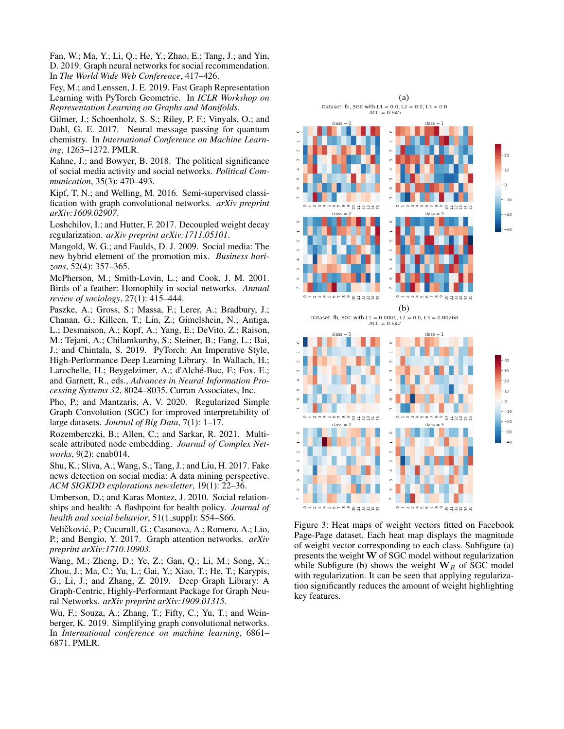Fan, W.; Ma, Y.; Li, Q.; He, Y.; Zhao, E.; Tang, J.; and Yin, D. 2019. Graph neural networks for social recommendation. In *The World Wide Web Conference*, 417–426.

Fey, M.; and Lenssen, J. E. 2019. Fast Graph Representation Learning with PyTorch Geometric. In *ICLR Workshop on Representation Learning on Graphs and Manifolds*.

Gilmer, J.; Schoenholz, S. S.; Riley, P. F.; Vinyals, O.; and Dahl, G. E. 2017. Neural message passing for quantum chemistry. In *International Conference on Machine Learning*, 1263–1272. PMLR.

Kahne, J.; and Bowyer, B. 2018. The political significance of social media activity and social networks. *Political Communication*, 35(3): 470–493.

Kipf, T. N.; and Welling, M. 2016. Semi-supervised classification with graph convolutional networks. *arXiv preprint arXiv:1609.02907*.

Loshchilov, I.; and Hutter, F. 2017. Decoupled weight decay regularization. *arXiv preprint arXiv:1711.05101*.

Mangold, W. G.; and Faulds, D. J. 2009. Social media: The new hybrid element of the promotion mix. *Business horizons*, 52(4): 357–365.

McPherson, M.; Smith-Lovin, L.; and Cook, J. M. 2001. Birds of a feather: Homophily in social networks. *Annual review of sociology*, 27(1): 415–444.

Paszke, A.; Gross, S.; Massa, F.; Lerer, A.; Bradbury, J.; Chanan, G.; Killeen, T.; Lin, Z.; Gimelshein, N.; Antiga, L.; Desmaison, A.; Kopf, A.; Yang, E.; DeVito, Z.; Raison, M.; Tejani, A.; Chilamkurthy, S.; Steiner, B.; Fang, L.; Bai, J.; and Chintala, S. 2019. PyTorch: An Imperative Style, High-Performance Deep Learning Library. In Wallach, H.; Larochelle, H.; Beygelzimer, A.; d'Alché-Buc, F.; Fox, E.; and Garnett, R., eds., *Advances in Neural Information Processing Systems 32*, 8024–8035. Curran Associates, Inc.

Pho, P.; and Mantzaris, A. V. 2020. Regularized Simple Graph Convolution (SGC) for improved interpretability of large datasets. *Journal of Big Data*, 7(1): 1–17.

Rozemberczki, B.; Allen, C.; and Sarkar, R. 2021. Multi-scale attributed node embedding. *Journal of Complex Networks*, 9(2): cnab014.

Shu, K.; Sliva, A.; Wang, S.; Tang, J.; and Liu, H. 2017. Fake news detection on social media: A data mining perspective. *ACM SIGKDD explorations newsletter*, 19(1): 22–36.

Umberson, D.; and Karas Montez, J. 2010. Social relationships and health: A flashpoint for health policy. *Journal of health and social behavior*, 51(1_suppl): S54–S66.

Veličković, P.; Cucurull, G.; Casanova, A.; Romero, A.; Lio, P.; and Bengio, Y. 2017. Graph attention networks. *arXiv preprint arXiv:1710.10903*.

Wang, M.; Zheng, D.; Ye, Z.; Gan, Q.; Li, M.; Song, X.; Zhou, J.; Ma, C.; Yu, L.; Gai, Y.; Xiao, T.; He, T.; Karypis, G.; Li, J.; and Zhang, Z. 2019. Deep Graph Library: A Graph-Centric, Highly-Performant Package for Graph Neural Networks. *arXiv preprint arXiv:1909.01315*.

Wu, F.; Souza, A.; Zhang, T.; Fifty, C.; Yu, T.; and Weinberger, K. 2019. Simplifying graph convolutional networks. In *International conference on machine learning*, 6861–6871. PMLR.

Figure 3: Heat maps of weight vectors fitted on Facebook Page-Page dataset. Each heat map displays the magnitude of weight vector corresponding to each class. Subfigure (a) presents the weight $\mathbf{W}$ of SGC model without regularization while Subfigure (b) shows the weight $\mathbf{W}_R$ of SGC model with regularization. It can be seen that applying regularization significantly reduces the amount of weight highlighting key features.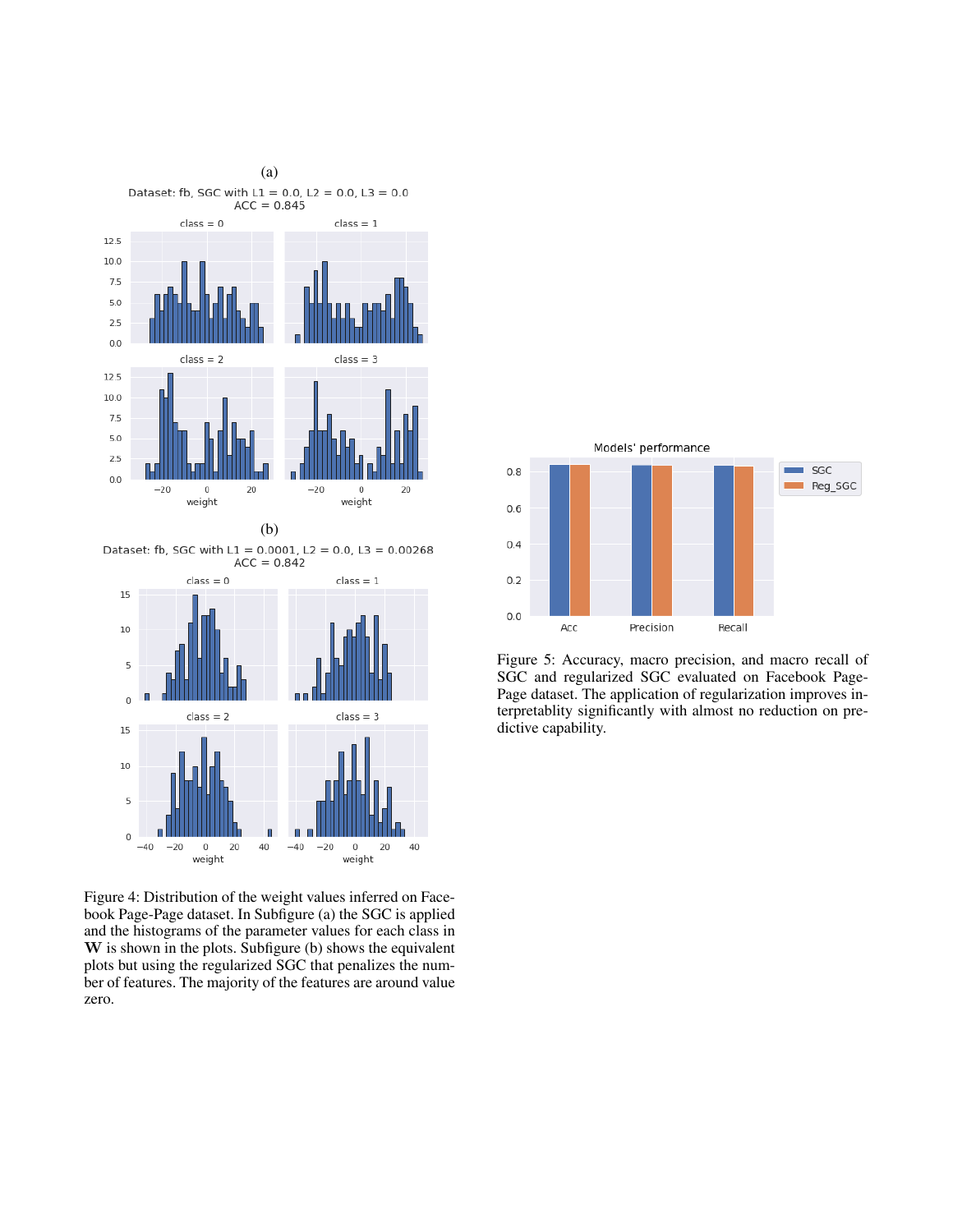(a)

Dataset: fb, SGC with L1 = 0.0, L2 = 0.0, L3 = 0.0
ACC = 0.845

class = 0

class = 1

class = 2

class = 3

12.5
10.0
7.5
5.0
2.5
0.0

−20
0
20
weight

(b)

Dataset: fb, SGC with L1 = 0.0001, L2 = 0.0, L3 = 0.00268
ACC = 0.842

class = 0

class = 1

class = 2

class = 3

15
10
5
0

−40
−20
0
20
40
weight

Figure 4: Distribution of the weight values inferred on Facebook Page-Page dataset. In Subfigure (a) the SGC is applied and the histograms of the parameter values for each class in **W** is shown in the plots. Subfigure (b) shows the equivalent plots but using the regularized SGC that penalizes the number of features. The majority of the features are around value zero.

Models' performance

SGC
Reg_SGC

0.8
0.6
0.4
0.2
0.0

Acc
Precision
Recall

Figure 5: Accuracy, macro precision, and macro recall of SGC and regularized SGC evaluated on Facebook Page-Page dataset. The application of regularization improves interpretablity significantly with almost no reduction on predictive capability.